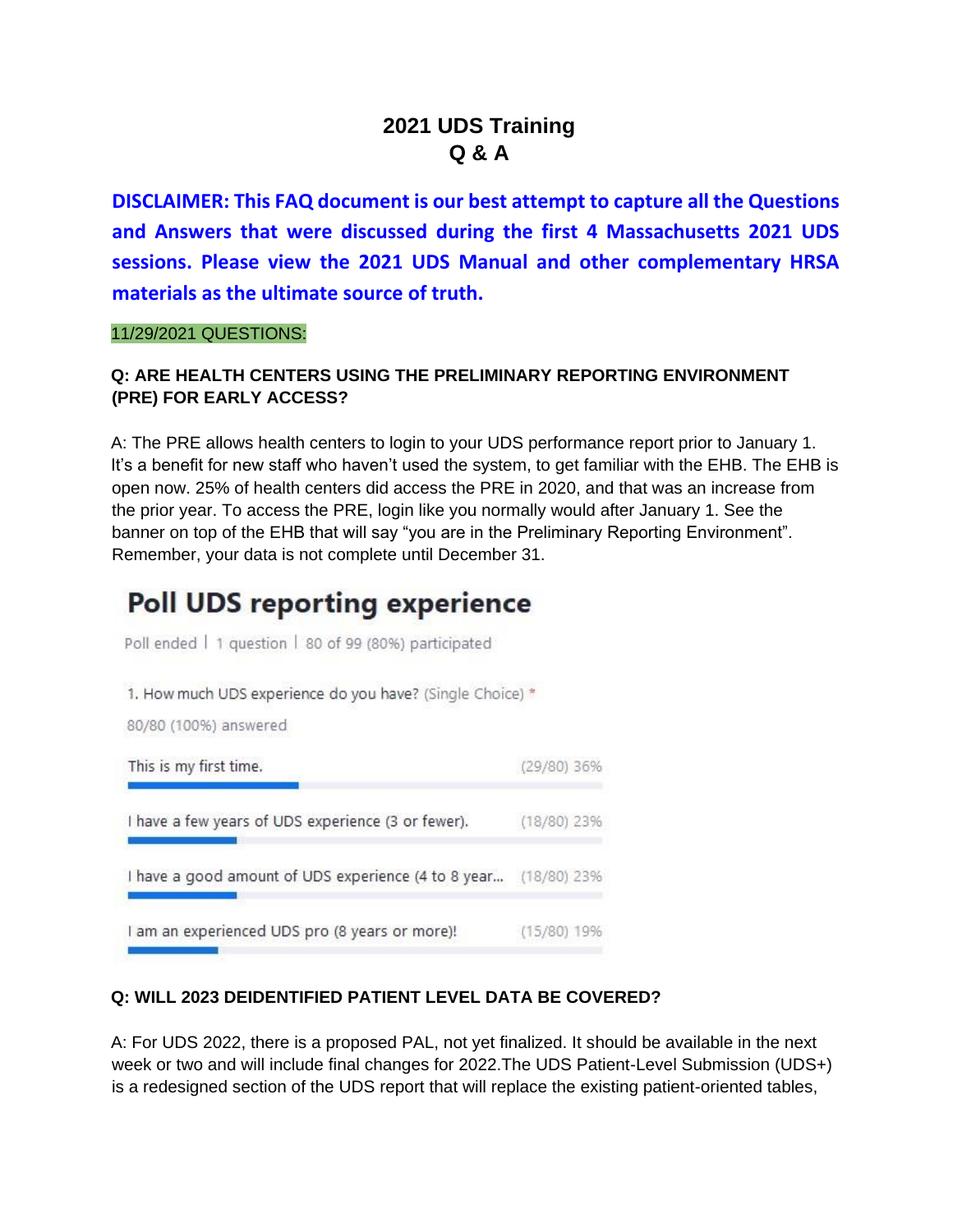# 2021 UDS Training
## Q & A

**DISCLAIMER: This FAQ document is our best attempt to capture all the Questions and Answers that were discussed during the first 4 Massachusetts 2021 UDS sessions. Please view the 2021 UDS Manual and other complementary HRSA materials as the ultimate source of truth.**

11/29/2021 QUESTIONS:

**Q: ARE HEALTH CENTERS USING THE PRELIMINARY REPORTING ENVIRONMENT (PRE) FOR EARLY ACCESS?**

A: The PRE allows health centers to login to your UDS performance report prior to January 1. It's a benefit for new staff who haven't used the system, to get familiar with the EHB. The EHB is open now. 25% of health centers did access the PRE in 2020, and that was an increase from the prior year. To access the PRE, login like you normally would after January 1. See the banner on top of the EHB that will say "you are in the Preliminary Reporting Environment". Remember, your data is not complete until December 31.

### Poll UDS reporting experience

Poll ended | 1 question | 80 of 99 (80%) participated

1. How much UDS experience do you have? (Single Choice) *

80/80 (100%) answered

| Response | Count |
|---|---|
| This is my first time. | (29/80) 36% |
| I have a few years of UDS experience (3 or fewer). | (18/80) 23% |
| I have a good amount of UDS experience (4 to 8 year... | (18/80) 23% |
| I am an experienced UDS pro (8 years or more)! | (15/80) 19% |

**Q: WILL 2023 DEIDENTIFIED PATIENT LEVEL DATA BE COVERED?**

A: For UDS 2022, there is a proposed PAL, not yet finalized. It should be available in the next week or two and will include final changes for 2022.The UDS Patient-Level Submission (UDS+) is a redesigned section of the UDS report that will replace the existing patient-oriented tables,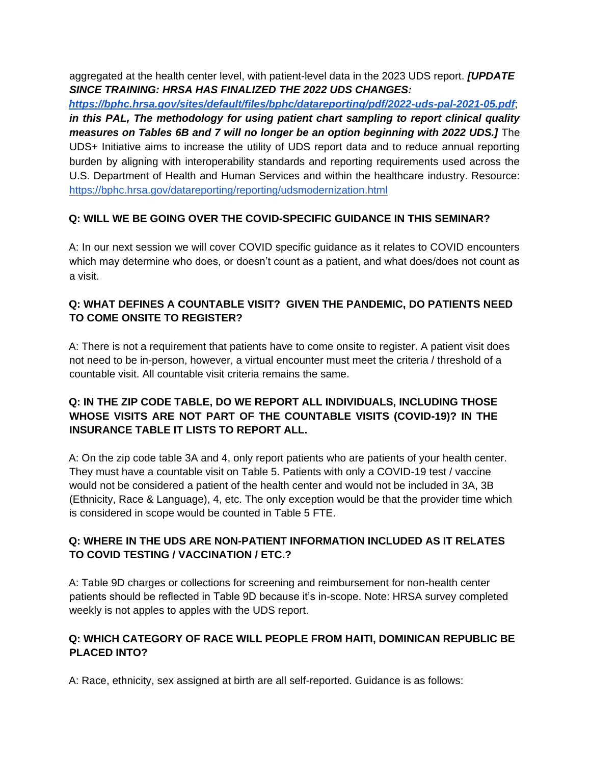aggregated at the health center level, with patient-level data in the 2023 UDS report. ***[UPDATE SINCE TRAINING: HRSA HAS FINALIZED THE 2022 UDS CHANGES: https://bphc.hrsa.gov/sites/default/files/bphc/datareporting/pdf/2022-uds-pal-2021-05.pdf; in this PAL, The methodology for using patient chart sampling to report clinical quality measures on Tables 6B and 7 will no longer be an option beginning with 2022 UDS.]*** The UDS+ Initiative aims to increase the utility of UDS report data and to reduce annual reporting burden by aligning with interoperability standards and reporting requirements used across the U.S. Department of Health and Human Services and within the healthcare industry. Resource: https://bphc.hrsa.gov/datareporting/reporting/udsmodernization.html

**Q: WILL WE BE GOING OVER THE COVID-SPECIFIC GUIDANCE IN THIS SEMINAR?**

A: In our next session we will cover COVID specific guidance as it relates to COVID encounters which may determine who does, or doesn't count as a patient, and what does/does not count as a visit.

**Q: WHAT DEFINES A COUNTABLE VISIT? GIVEN THE PANDEMIC, DO PATIENTS NEED TO COME ONSITE TO REGISTER?**

A: There is not a requirement that patients have to come onsite to register. A patient visit does not need to be in-person, however, a virtual encounter must meet the criteria / threshold of a countable visit. All countable visit criteria remains the same.

**Q: IN THE ZIP CODE TABLE, DO WE REPORT ALL INDIVIDUALS, INCLUDING THOSE WHOSE VISITS ARE NOT PART OF THE COUNTABLE VISITS (COVID-19)? IN THE INSURANCE TABLE IT LISTS TO REPORT ALL.**

A: On the zip code table 3A and 4, only report patients who are patients of your health center. They must have a countable visit on Table 5. Patients with only a COVID-19 test / vaccine would not be considered a patient of the health center and would not be included in 3A, 3B (Ethnicity, Race & Language), 4, etc. The only exception would be that the provider time which is considered in scope would be counted in Table 5 FTE.

**Q: WHERE IN THE UDS ARE NON-PATIENT INFORMATION INCLUDED AS IT RELATES TO COVID TESTING / VACCINATION / ETC.?**

A: Table 9D charges or collections for screening and reimbursement for non-health center patients should be reflected in Table 9D because it's in-scope. Note: HRSA survey completed weekly is not apples to apples with the UDS report.

**Q: WHICH CATEGORY OF RACE WILL PEOPLE FROM HAITI, DOMINICAN REPUBLIC BE PLACED INTO?**

A: Race, ethnicity, sex assigned at birth are all self-reported. Guidance is as follows: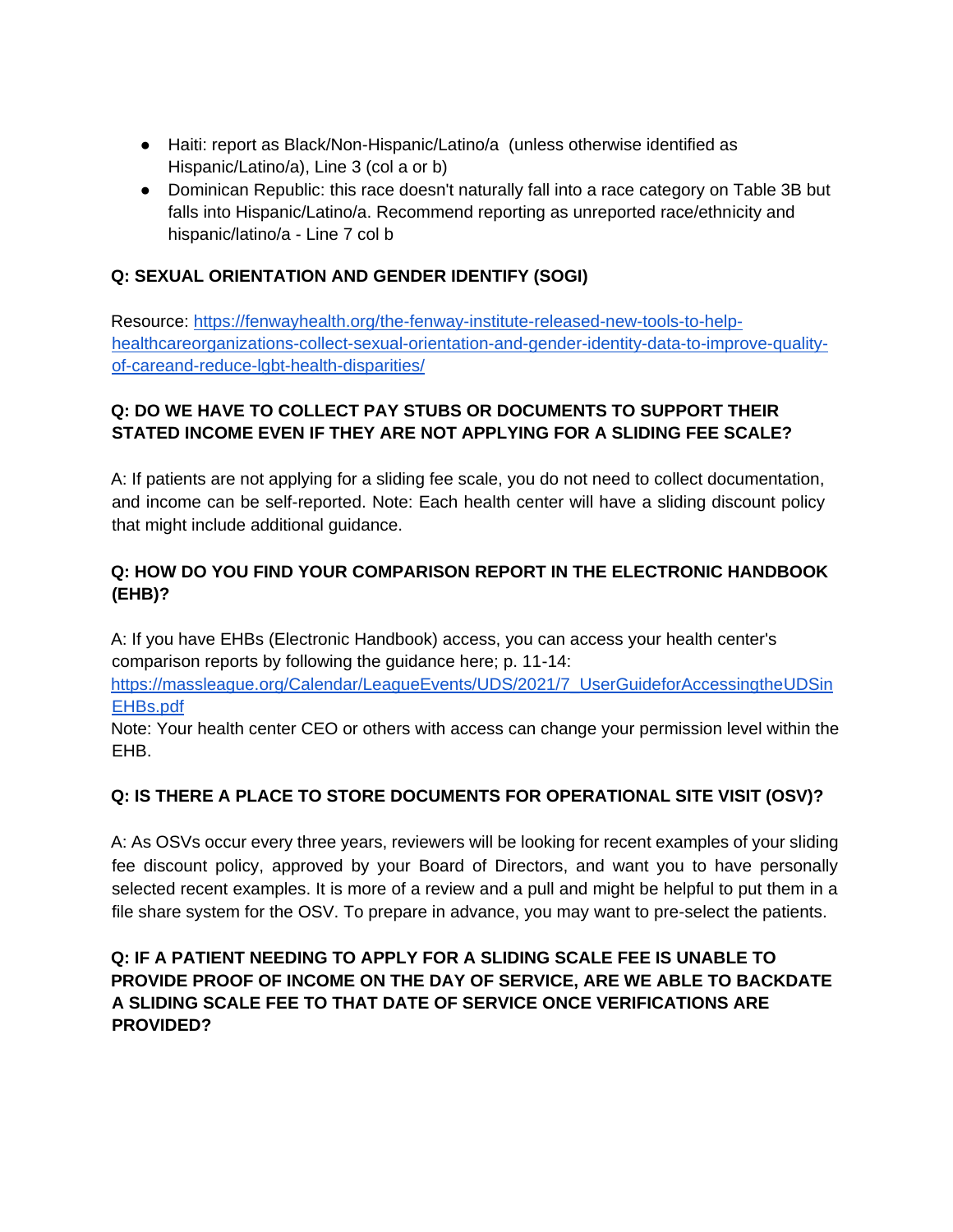- Haiti: report as Black/Non-Hispanic/Latino/a (unless otherwise identified as Hispanic/Latino/a), Line 3 (col a or b)
- Dominican Republic: this race doesn't naturally fall into a race category on Table 3B but falls into Hispanic/Latino/a. Recommend reporting as unreported race/ethnicity and hispanic/latino/a - Line 7 col b

**Q: SEXUAL ORIENTATION AND GENDER IDENTIFY (SOGI)**

Resource: [https://fenwayhealth.org/the-fenway-institute-released-new-tools-to-help-healthcareorganizations-collect-sexual-orientation-and-gender-identity-data-to-improve-quality-of-careand-reduce-lgbt-health-disparities/](https://fenwayhealth.org/the-fenway-institute-released-new-tools-to-help-healthcareorganizations-collect-sexual-orientation-and-gender-identity-data-to-improve-quality-of-careand-reduce-lgbt-health-disparities/)

**Q: DO WE HAVE TO COLLECT PAY STUBS OR DOCUMENTS TO SUPPORT THEIR STATED INCOME EVEN IF THEY ARE NOT APPLYING FOR A SLIDING FEE SCALE?**

A: If patients are not applying for a sliding fee scale, you do not need to collect documentation, and income can be self-reported. Note: Each health center will have a sliding discount policy that might include additional guidance.

**Q: HOW DO YOU FIND YOUR COMPARISON REPORT IN THE ELECTRONIC HANDBOOK (EHB)?**

A: If you have EHBs (Electronic Handbook) access, you can access your health center's comparison reports by following the guidance here; p. 11-14: [https://massleague.org/Calendar/LeagueEvents/UDS/2021/7_UserGuideforAccessingtheUDSinEHBs.pdf](https://massleague.org/Calendar/LeagueEvents/UDS/2021/7_UserGuideforAccessingtheUDSinEHBs.pdf)
Note: Your health center CEO or others with access can change your permission level within the EHB.

**Q: IS THERE A PLACE TO STORE DOCUMENTS FOR OPERATIONAL SITE VISIT (OSV)?**

A: As OSVs occur every three years, reviewers will be looking for recent examples of your sliding fee discount policy, approved by your Board of Directors, and want you to have personally selected recent examples. It is more of a review and a pull and might be helpful to put them in a file share system for the OSV. To prepare in advance, you may want to pre-select the patients.

**Q: IF A PATIENT NEEDING TO APPLY FOR A SLIDING SCALE FEE IS UNABLE TO PROVIDE PROOF OF INCOME ON THE DAY OF SERVICE, ARE WE ABLE TO BACKDATE A SLIDING SCALE FEE TO THAT DATE OF SERVICE ONCE VERIFICATIONS ARE PROVIDED?**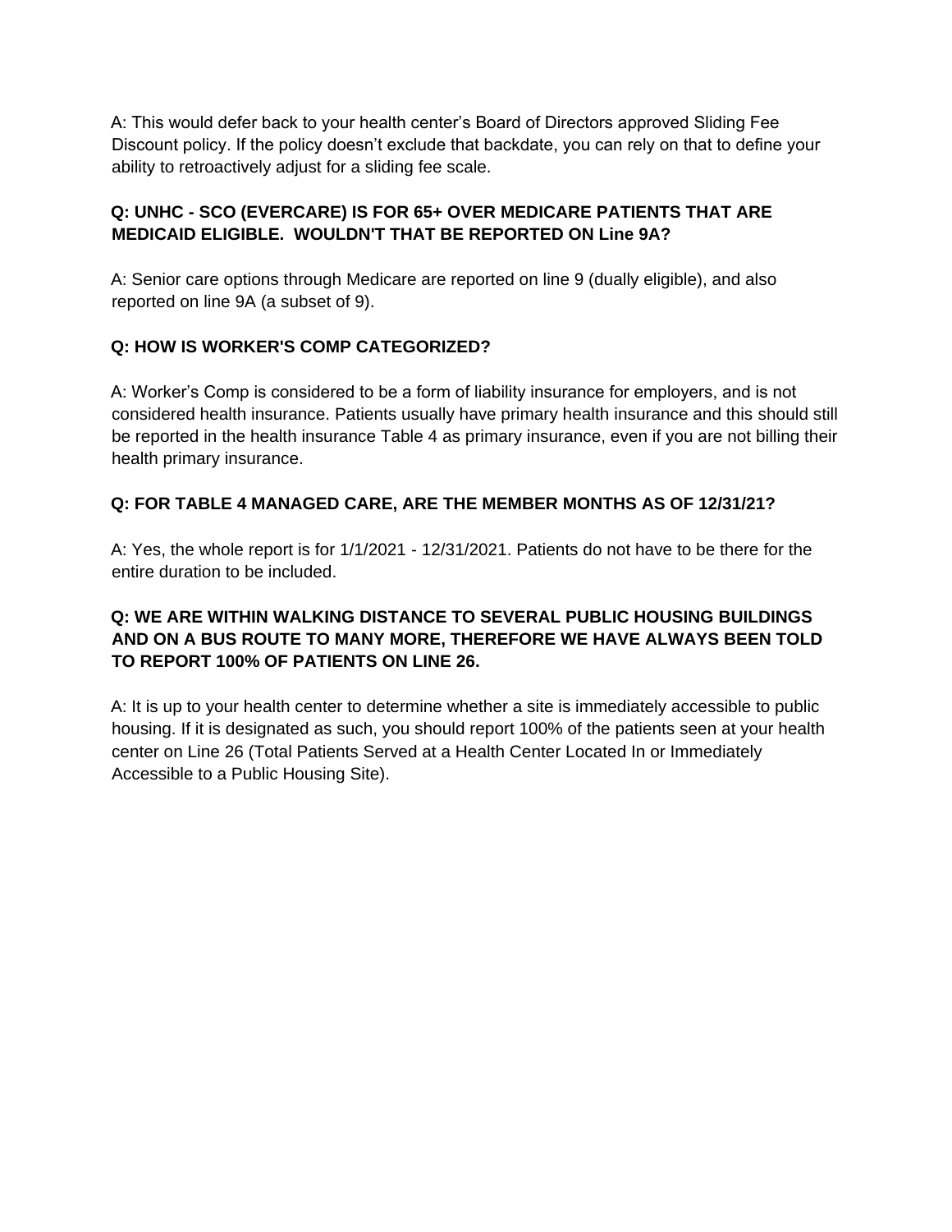A: This would defer back to your health center's Board of Directors approved Sliding Fee Discount policy. If the policy doesn't exclude that backdate, you can rely on that to define your ability to retroactively adjust for a sliding fee scale.

**Q: UNHC - SCO (EVERCARE) IS FOR 65+ OVER MEDICARE PATIENTS THAT ARE MEDICAID ELIGIBLE. WOULDN'T THAT BE REPORTED ON Line 9A?**

A: Senior care options through Medicare are reported on line 9 (dually eligible), and also reported on line 9A (a subset of 9).

**Q: HOW IS WORKER'S COMP CATEGORIZED?**

A: Worker's Comp is considered to be a form of liability insurance for employers, and is not considered health insurance. Patients usually have primary health insurance and this should still be reported in the health insurance Table 4 as primary insurance, even if you are not billing their health primary insurance.

**Q: FOR TABLE 4 MANAGED CARE, ARE THE MEMBER MONTHS AS OF 12/31/21?**

A: Yes, the whole report is for 1/1/2021 - 12/31/2021. Patients do not have to be there for the entire duration to be included.

**Q: WE ARE WITHIN WALKING DISTANCE TO SEVERAL PUBLIC HOUSING BUILDINGS AND ON A BUS ROUTE TO MANY MORE, THEREFORE WE HAVE ALWAYS BEEN TOLD TO REPORT 100% OF PATIENTS ON LINE 26.**

A: It is up to your health center to determine whether a site is immediately accessible to public housing. If it is designated as such, you should report 100% of the patients seen at your health center on Line 26 (Total Patients Served at a Health Center Located In or Immediately Accessible to a Public Housing Site).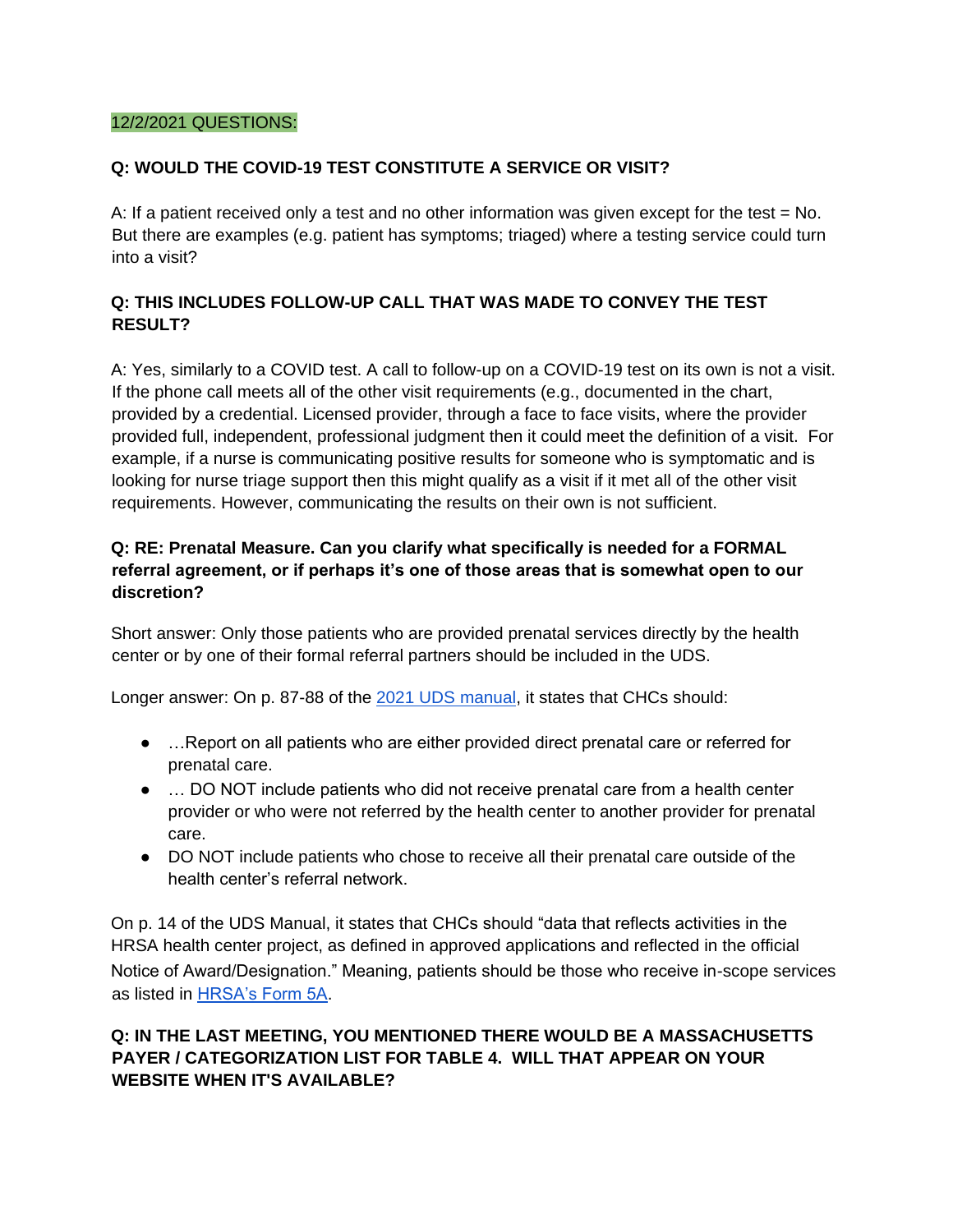12/2/2021 QUESTIONS:

**Q: WOULD THE COVID-19 TEST CONSTITUTE A SERVICE OR VISIT?**

A: If a patient received only a test and no other information was given except for the test = No. But there are examples (e.g. patient has symptoms; triaged) where a testing service could turn into a visit?

**Q: THIS INCLUDES FOLLOW-UP CALL THAT WAS MADE TO CONVEY THE TEST RESULT?**

A: Yes, similarly to a COVID test. A call to follow-up on a COVID-19 test on its own is not a visit. If the phone call meets all of the other visit requirements (e.g., documented in the chart, provided by a credential. Licensed provider, through a face to face visits, where the provider provided full, independent, professional judgment then it could meet the definition of a visit. For example, if a nurse is communicating positive results for someone who is symptomatic and is looking for nurse triage support then this might qualify as a visit if it met all of the other visit requirements. However, communicating the results on their own is not sufficient.

**Q: RE: Prenatal Measure. Can you clarify what specifically is needed for a FORMAL referral agreement, or if perhaps it's one of those areas that is somewhat open to our discretion?**

Short answer: Only those patients who are provided prenatal services directly by the health center or by one of their formal referral partners should be included in the UDS.

Longer answer: On p. 87-88 of the [2021 UDS manual](), it states that CHCs should:

- …Report on all patients who are either provided direct prenatal care or referred for prenatal care.
- … DO NOT include patients who did not receive prenatal care from a health center provider or who were not referred by the health center to another provider for prenatal care.
- DO NOT include patients who chose to receive all their prenatal care outside of the health center's referral network.

On p. 14 of the UDS Manual, it states that CHCs should "data that reflects activities in the HRSA health center project, as defined in approved applications and reflected in the official Notice of Award/Designation." Meaning, patients should be those who receive in-scope services as listed in [HRSA's Form 5A]().

**Q: IN THE LAST MEETING, YOU MENTIONED THERE WOULD BE A MASSACHUSETTS PAYER / CATEGORIZATION LIST FOR TABLE 4. WILL THAT APPEAR ON YOUR WEBSITE WHEN IT'S AVAILABLE?**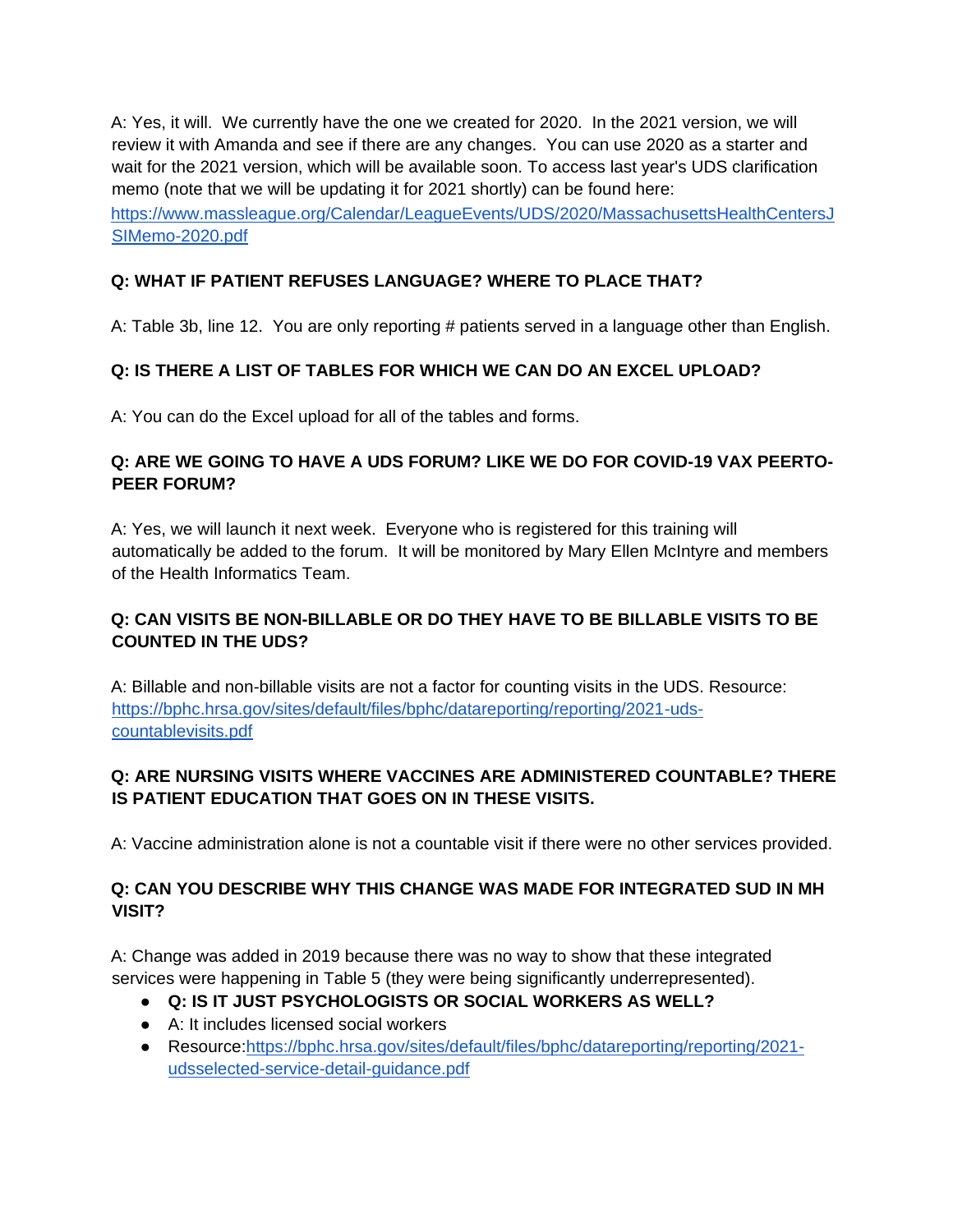A: Yes, it will. We currently have the one we created for 2020. In the 2021 version, we will review it with Amanda and see if there are any changes. You can use 2020 as a starter and wait for the 2021 version, which will be available soon. To access last year's UDS clarification memo (note that we will be updating it for 2021 shortly) can be found here: [https://www.massleague.org/Calendar/LeagueEvents/UDS/2020/MassachusettsHealthCentersJSIMemo-2020.pdf](https://www.massleague.org/Calendar/LeagueEvents/UDS/2020/MassachusettsHealthCentersJSIMemo-2020.pdf)

**Q: WHAT IF PATIENT REFUSES LANGUAGE? WHERE TO PLACE THAT?**

A: Table 3b, line 12. You are only reporting # patients served in a language other than English.

**Q: IS THERE A LIST OF TABLES FOR WHICH WE CAN DO AN EXCEL UPLOAD?**

A: You can do the Excel upload for all of the tables and forms.

**Q: ARE WE GOING TO HAVE A UDS FORUM? LIKE WE DO FOR COVID-19 VAX PEERTO-PEER FORUM?**

A: Yes, we will launch it next week. Everyone who is registered for this training will automatically be added to the forum. It will be monitored by Mary Ellen McIntyre and members of the Health Informatics Team.

**Q: CAN VISITS BE NON-BILLABLE OR DO THEY HAVE TO BE BILLABLE VISITS TO BE COUNTED IN THE UDS?**

A: Billable and non-billable visits are not a factor for counting visits in the UDS. Resource: [https://bphc.hrsa.gov/sites/default/files/bphc/datareporting/reporting/2021-uds-countablevisits.pdf](https://bphc.hrsa.gov/sites/default/files/bphc/datareporting/reporting/2021-uds-countablevisits.pdf)

**Q: ARE NURSING VISITS WHERE VACCINES ARE ADMINISTERED COUNTABLE? THERE IS PATIENT EDUCATION THAT GOES ON IN THESE VISITS.**

A: Vaccine administration alone is not a countable visit if there were no other services provided.

**Q: CAN YOU DESCRIBE WHY THIS CHANGE WAS MADE FOR INTEGRATED SUD IN MH VISIT?**

A: Change was added in 2019 because there was no way to show that these integrated services were happening in Table 5 (they were being significantly underrepresented).

- **Q: IS IT JUST PSYCHOLOGISTS OR SOCIAL WORKERS AS WELL?**
- A: It includes licensed social workers
- Resource:[https://bphc.hrsa.gov/sites/default/files/bphc/datareporting/reporting/2021-udsselected-service-detail-guidance.pdf](https://bphc.hrsa.gov/sites/default/files/bphc/datareporting/reporting/2021-udsselected-service-detail-guidance.pdf)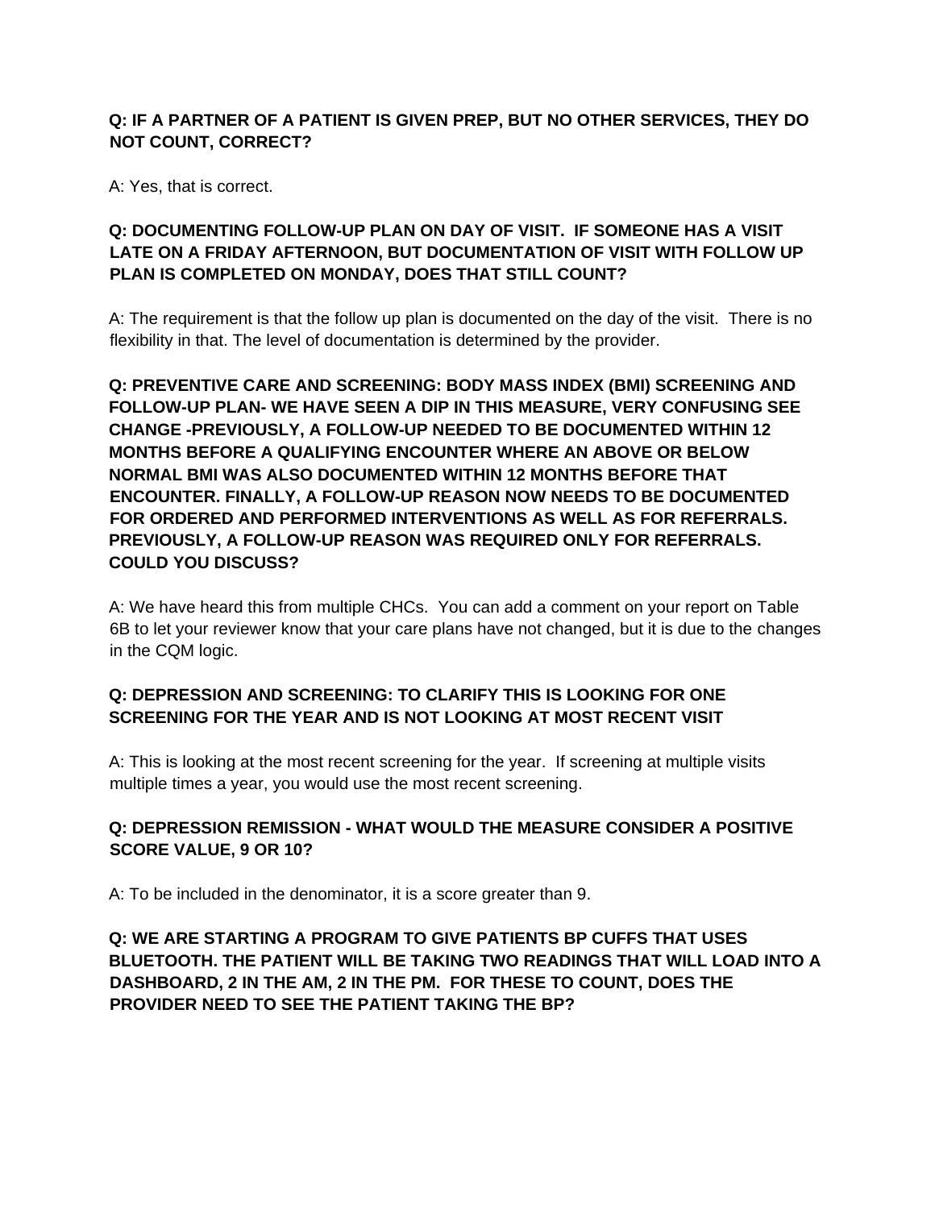**Q: IF A PARTNER OF A PATIENT IS GIVEN PREP, BUT NO OTHER SERVICES, THEY DO NOT COUNT, CORRECT?**

A: Yes, that is correct.

**Q: DOCUMENTING FOLLOW-UP PLAN ON DAY OF VISIT. IF SOMEONE HAS A VISIT LATE ON A FRIDAY AFTERNOON, BUT DOCUMENTATION OF VISIT WITH FOLLOW UP PLAN IS COMPLETED ON MONDAY, DOES THAT STILL COUNT?**

A: The requirement is that the follow up plan is documented on the day of the visit. There is no flexibility in that. The level of documentation is determined by the provider.

**Q: PREVENTIVE CARE AND SCREENING: BODY MASS INDEX (BMI) SCREENING AND FOLLOW-UP PLAN- WE HAVE SEEN A DIP IN THIS MEASURE, VERY CONFUSING SEE CHANGE -PREVIOUSLY, A FOLLOW-UP NEEDED TO BE DOCUMENTED WITHIN 12 MONTHS BEFORE A QUALIFYING ENCOUNTER WHERE AN ABOVE OR BELOW NORMAL BMI WAS ALSO DOCUMENTED WITHIN 12 MONTHS BEFORE THAT ENCOUNTER. FINALLY, A FOLLOW-UP REASON NOW NEEDS TO BE DOCUMENTED FOR ORDERED AND PERFORMED INTERVENTIONS AS WELL AS FOR REFERRALS. PREVIOUSLY, A FOLLOW-UP REASON WAS REQUIRED ONLY FOR REFERRALS. COULD YOU DISCUSS?**

A: We have heard this from multiple CHCs. You can add a comment on your report on Table 6B to let your reviewer know that your care plans have not changed, but it is due to the changes in the CQM logic.

**Q: DEPRESSION AND SCREENING: TO CLARIFY THIS IS LOOKING FOR ONE SCREENING FOR THE YEAR AND IS NOT LOOKING AT MOST RECENT VISIT**

A: This is looking at the most recent screening for the year. If screening at multiple visits multiple times a year, you would use the most recent screening.

**Q: DEPRESSION REMISSION - WHAT WOULD THE MEASURE CONSIDER A POSITIVE SCORE VALUE, 9 OR 10?**

A: To be included in the denominator, it is a score greater than 9.

**Q: WE ARE STARTING A PROGRAM TO GIVE PATIENTS BP CUFFS THAT USES BLUETOOTH. THE PATIENT WILL BE TAKING TWO READINGS THAT WILL LOAD INTO A DASHBOARD, 2 IN THE AM, 2 IN THE PM. FOR THESE TO COUNT, DOES THE PROVIDER NEED TO SEE THE PATIENT TAKING THE BP?**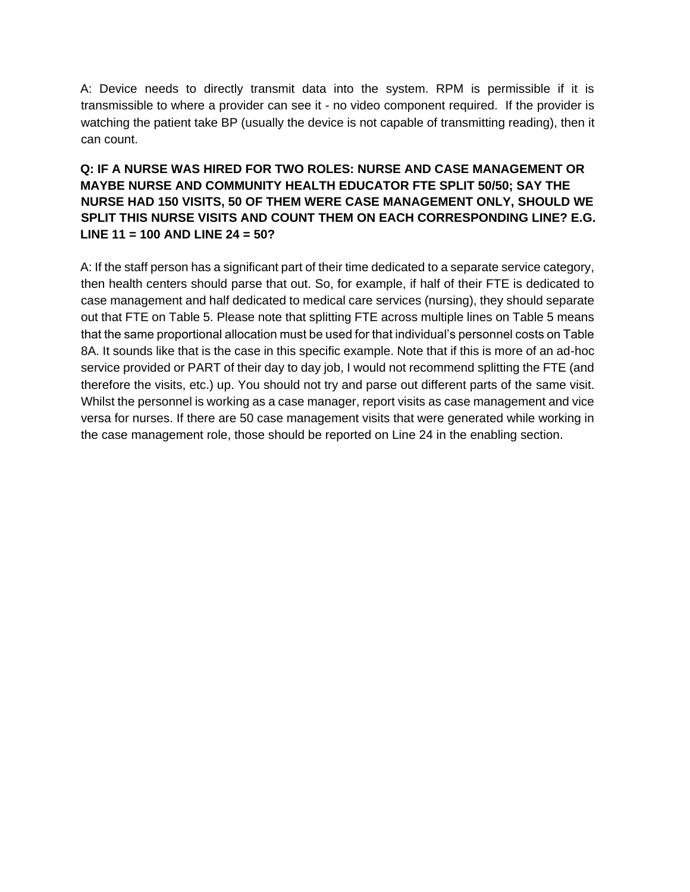A: Device needs to directly transmit data into the system. RPM is permissible if it is transmissible to where a provider can see it - no video component required. If the provider is watching the patient take BP (usually the device is not capable of transmitting reading), then it can count.

**Q: IF A NURSE WAS HIRED FOR TWO ROLES: NURSE AND CASE MANAGEMENT OR MAYBE NURSE AND COMMUNITY HEALTH EDUCATOR FTE SPLIT 50/50; SAY THE NURSE HAD 150 VISITS, 50 OF THEM WERE CASE MANAGEMENT ONLY, SHOULD WE SPLIT THIS NURSE VISITS AND COUNT THEM ON EACH CORRESPONDING LINE? E.G. LINE 11 = 100 AND LINE 24 = 50?**

A: If the staff person has a significant part of their time dedicated to a separate service category, then health centers should parse that out. So, for example, if half of their FTE is dedicated to case management and half dedicated to medical care services (nursing), they should separate out that FTE on Table 5. Please note that splitting FTE across multiple lines on Table 5 means that the same proportional allocation must be used for that individual's personnel costs on Table 8A. It sounds like that is the case in this specific example. Note that if this is more of an ad-hoc service provided or PART of their day to day job, I would not recommend splitting the FTE (and therefore the visits, etc.) up. You should not try and parse out different parts of the same visit. Whilst the personnel is working as a case manager, report visits as case management and vice versa for nurses. If there are 50 case management visits that were generated while working in the case management role, those should be reported on Line 24 in the enabling section.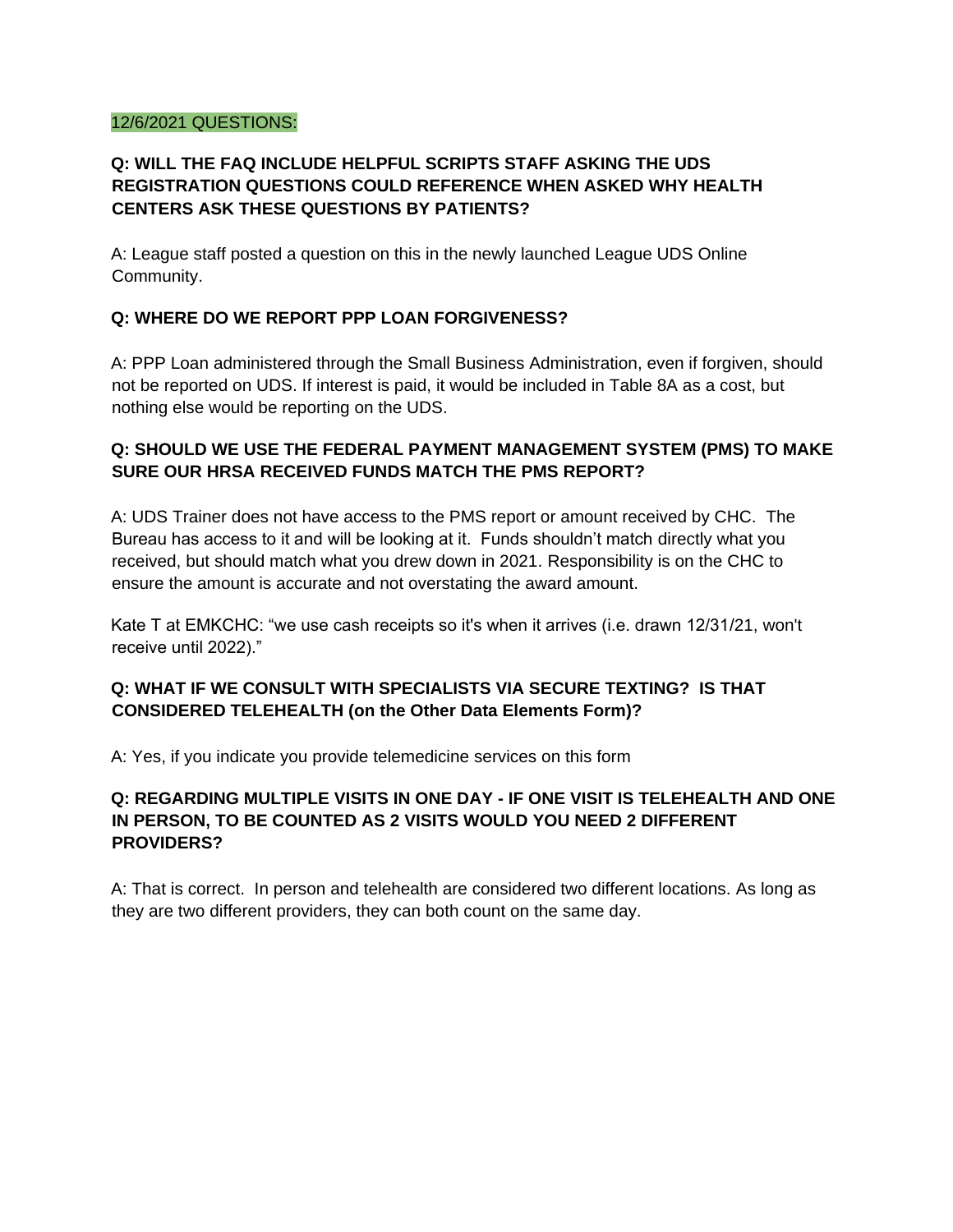12/6/2021 QUESTIONS:

**Q: WILL THE FAQ INCLUDE HELPFUL SCRIPTS STAFF ASKING THE UDS REGISTRATION QUESTIONS COULD REFERENCE WHEN ASKED WHY HEALTH CENTERS ASK THESE QUESTIONS BY PATIENTS?**

A: League staff posted a question on this in the newly launched League UDS Online Community.

**Q: WHERE DO WE REPORT PPP LOAN FORGIVENESS?**

A: PPP Loan administered through the Small Business Administration, even if forgiven, should not be reported on UDS. If interest is paid, it would be included in Table 8A as a cost, but nothing else would be reporting on the UDS.

**Q: SHOULD WE USE THE FEDERAL PAYMENT MANAGEMENT SYSTEM (PMS) TO MAKE SURE OUR HRSA RECEIVED FUNDS MATCH THE PMS REPORT?**

A: UDS Trainer does not have access to the PMS report or amount received by CHC. The Bureau has access to it and will be looking at it. Funds shouldn't match directly what you received, but should match what you drew down in 2021. Responsibility is on the CHC to ensure the amount is accurate and not overstating the award amount.

Kate T at EMKCHC: "we use cash receipts so it's when it arrives (i.e. drawn 12/31/21, won't receive until 2022)."

**Q: WHAT IF WE CONSULT WITH SPECIALISTS VIA SECURE TEXTING? IS THAT CONSIDERED TELEHEALTH (on the Other Data Elements Form)?**

A: Yes, if you indicate you provide telemedicine services on this form

**Q: REGARDING MULTIPLE VISITS IN ONE DAY - IF ONE VISIT IS TELEHEALTH AND ONE IN PERSON, TO BE COUNTED AS 2 VISITS WOULD YOU NEED 2 DIFFERENT PROVIDERS?**

A: That is correct. In person and telehealth are considered two different locations. As long as they are two different providers, they can both count on the same day.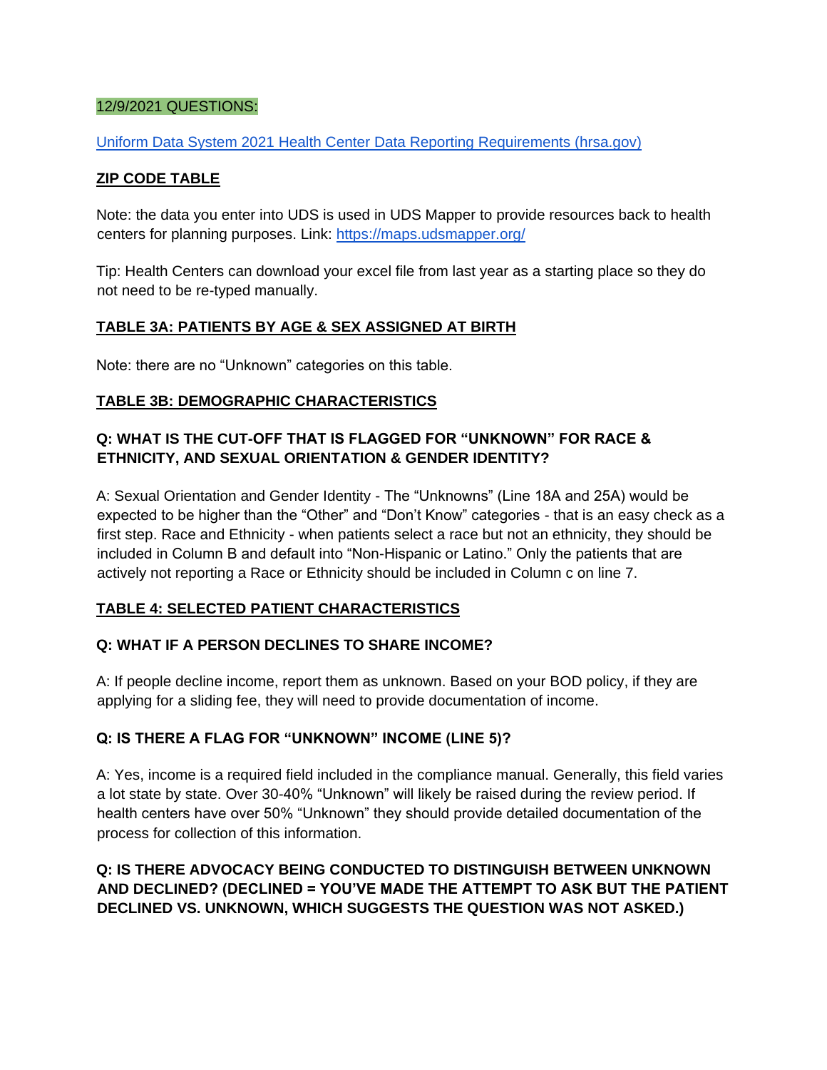12/9/2021 QUESTIONS:

[Uniform Data System 2021 Health Center Data Reporting Requirements (hrsa.gov)]

**ZIP CODE TABLE**

Note: the data you enter into UDS is used in UDS Mapper to provide resources back to health centers for planning purposes. Link: https://maps.udsmapper.org/

Tip: Health Centers can download your excel file from last year as a starting place so they do not need to be re-typed manually.

**TABLE 3A: PATIENTS BY AGE & SEX ASSIGNED AT BIRTH**

Note: there are no "Unknown" categories on this table.

**TABLE 3B: DEMOGRAPHIC CHARACTERISTICS**

**Q: WHAT IS THE CUT-OFF THAT IS FLAGGED FOR "UNKNOWN" FOR RACE & ETHNICITY, AND SEXUAL ORIENTATION & GENDER IDENTITY?**

A: Sexual Orientation and Gender Identity - The "Unknowns" (Line 18A and 25A) would be expected to be higher than the "Other" and "Don't Know" categories - that is an easy check as a first step. Race and Ethnicity - when patients select a race but not an ethnicity, they should be included in Column B and default into "Non-Hispanic or Latino." Only the patients that are actively not reporting a Race or Ethnicity should be included in Column c on line 7.

**TABLE 4: SELECTED PATIENT CHARACTERISTICS**

**Q: WHAT IF A PERSON DECLINES TO SHARE INCOME?**

A: If people decline income, report them as unknown. Based on your BOD policy, if they are applying for a sliding fee, they will need to provide documentation of income.

**Q: IS THERE A FLAG FOR "UNKNOWN" INCOME (LINE 5)?**

A: Yes, income is a required field included in the compliance manual. Generally, this field varies a lot state by state. Over 30-40% "Unknown" will likely be raised during the review period. If health centers have over 50% "Unknown" they should provide detailed documentation of the process for collection of this information.

**Q: IS THERE ADVOCACY BEING CONDUCTED TO DISTINGUISH BETWEEN UNKNOWN AND DECLINED? (DECLINED = YOU'VE MADE THE ATTEMPT TO ASK BUT THE PATIENT DECLINED VS. UNKNOWN, WHICH SUGGESTS THE QUESTION WAS NOT ASKED.)**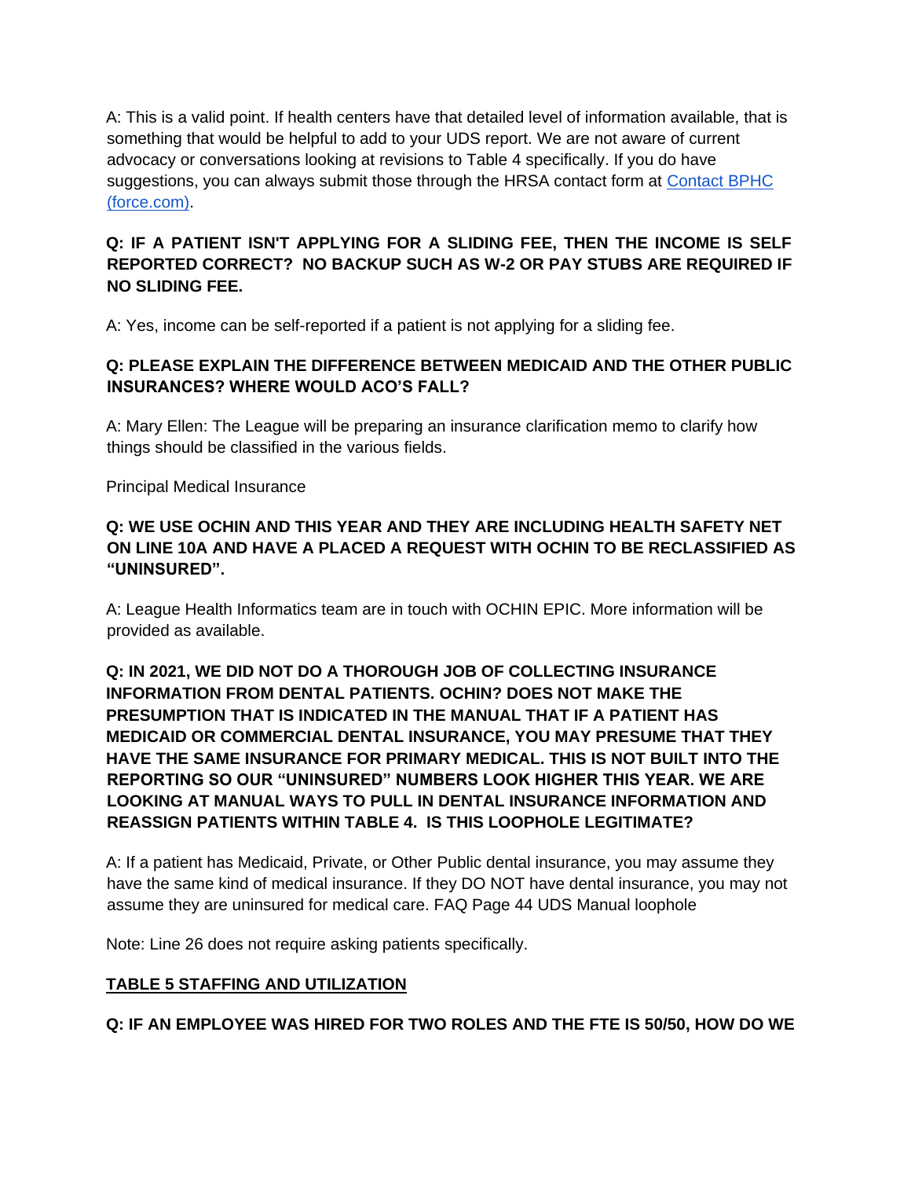A: This is a valid point. If health centers have that detailed level of information available, that is something that would be helpful to add to your UDS report. We are not aware of current advocacy or conversations looking at revisions to Table 4 specifically. If you do have suggestions, you can always submit those through the HRSA contact form at [Contact BPHC (force.com)](https://force.com).

**Q: IF A PATIENT ISN'T APPLYING FOR A SLIDING FEE, THEN THE INCOME IS SELF REPORTED CORRECT? NO BACKUP SUCH AS W-2 OR PAY STUBS ARE REQUIRED IF NO SLIDING FEE.**

A: Yes, income can be self-reported if a patient is not applying for a sliding fee.

**Q: PLEASE EXPLAIN THE DIFFERENCE BETWEEN MEDICAID AND THE OTHER PUBLIC INSURANCES? WHERE WOULD ACO'S FALL?**

A: Mary Ellen: The League will be preparing an insurance clarification memo to clarify how things should be classified in the various fields.

Principal Medical Insurance

**Q: WE USE OCHIN AND THIS YEAR AND THEY ARE INCLUDING HEALTH SAFETY NET ON LINE 10A AND HAVE A PLACED A REQUEST WITH OCHIN TO BE RECLASSIFIED AS "UNINSURED".**

A: League Health Informatics team are in touch with OCHIN EPIC. More information will be provided as available.

**Q: IN 2021, WE DID NOT DO A THOROUGH JOB OF COLLECTING INSURANCE INFORMATION FROM DENTAL PATIENTS. OCHIN? DOES NOT MAKE THE PRESUMPTION THAT IS INDICATED IN THE MANUAL THAT IF A PATIENT HAS MEDICAID OR COMMERCIAL DENTAL INSURANCE, YOU MAY PRESUME THAT THEY HAVE THE SAME INSURANCE FOR PRIMARY MEDICAL. THIS IS NOT BUILT INTO THE REPORTING SO OUR "UNINSURED" NUMBERS LOOK HIGHER THIS YEAR. WE ARE LOOKING AT MANUAL WAYS TO PULL IN DENTAL INSURANCE INFORMATION AND REASSIGN PATIENTS WITHIN TABLE 4. IS THIS LOOPHOLE LEGITIMATE?**

A: If a patient has Medicaid, Private, or Other Public dental insurance, you may assume they have the same kind of medical insurance. If they DO NOT have dental insurance, you may not assume they are uninsured for medical care. FAQ Page 44 UDS Manual loophole

Note: Line 26 does not require asking patients specifically.

## TABLE 5 STAFFING AND UTILIZATION

**Q: IF AN EMPLOYEE WAS HIRED FOR TWO ROLES AND THE FTE IS 50/50, HOW DO WE**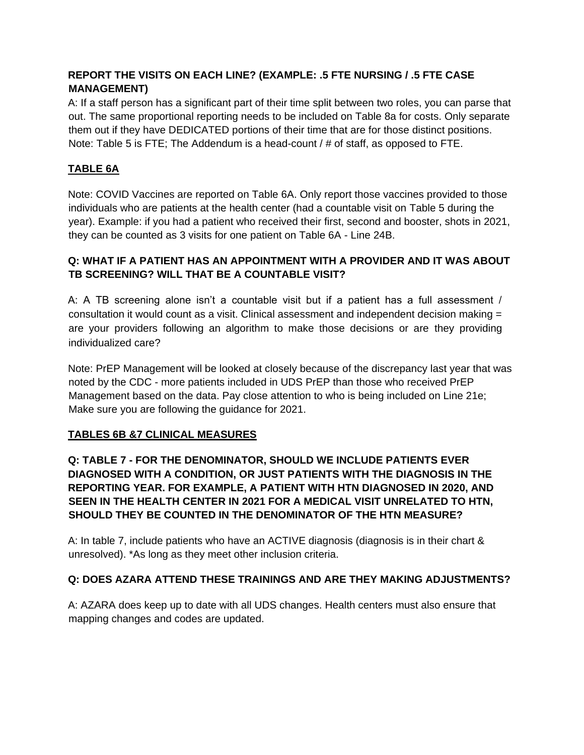**REPORT THE VISITS ON EACH LINE? (EXAMPLE: .5 FTE NURSING / .5 FTE CASE MANAGEMENT)**

A: If a staff person has a significant part of their time split between two roles, you can parse that out. The same proportional reporting needs to be included on Table 8a for costs. Only separate them out if they have DEDICATED portions of their time that are for those distinct positions. Note: Table 5 is FTE; The Addendum is a head-count / # of staff, as opposed to FTE.

## <u>TABLE 6A</u>

Note: COVID Vaccines are reported on Table 6A. Only report those vaccines provided to those individuals who are patients at the health center (had a countable visit on Table 5 during the year). Example: if you had a patient who received their first, second and booster, shots in 2021, they can be counted as 3 visits for one patient on Table 6A - Line 24B.

**Q: WHAT IF A PATIENT HAS AN APPOINTMENT WITH A PROVIDER AND IT WAS ABOUT TB SCREENING? WILL THAT BE A COUNTABLE VISIT?**

A: A TB screening alone isn't a countable visit but if a patient has a full assessment / consultation it would count as a visit. Clinical assessment and independent decision making = are your providers following an algorithm to make those decisions or are they providing individualized care?

Note: PrEP Management will be looked at closely because of the discrepancy last year that was noted by the CDC - more patients included in UDS PrEP than those who received PrEP Management based on the data. Pay close attention to who is being included on Line 21e; Make sure you are following the guidance for 2021.

## <u>TABLES 6B &7 CLINICAL MEASURES</u>

**Q: TABLE 7 - FOR THE DENOMINATOR, SHOULD WE INCLUDE PATIENTS EVER DIAGNOSED WITH A CONDITION, OR JUST PATIENTS WITH THE DIAGNOSIS IN THE REPORTING YEAR. FOR EXAMPLE, A PATIENT WITH HTN DIAGNOSED IN 2020, AND SEEN IN THE HEALTH CENTER IN 2021 FOR A MEDICAL VISIT UNRELATED TO HTN, SHOULD THEY BE COUNTED IN THE DENOMINATOR OF THE HTN MEASURE?**

A: In table 7, include patients who have an ACTIVE diagnosis (diagnosis is in their chart & unresolved). *As long as they meet other inclusion criteria.

**Q: DOES AZARA ATTEND THESE TRAININGS AND ARE THEY MAKING ADJUSTMENTS?**

A: AZARA does keep up to date with all UDS changes. Health centers must also ensure that mapping changes and codes are updated.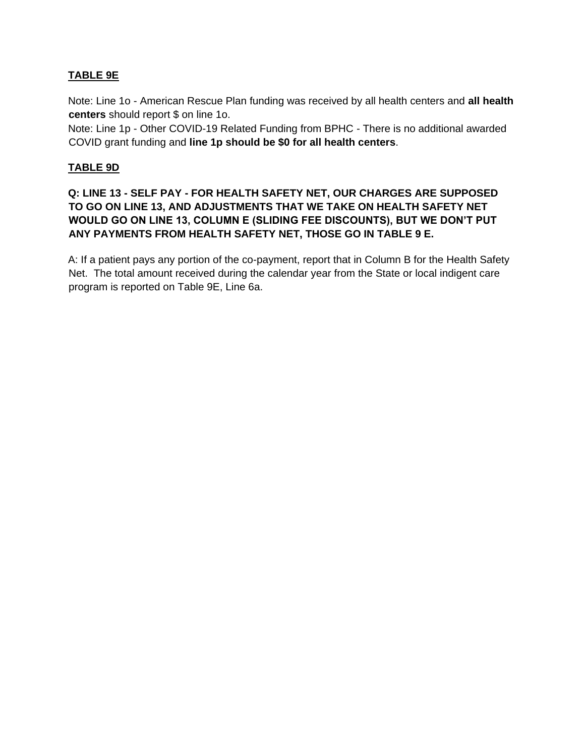## TABLE 9E

Note: Line 1o - American Rescue Plan funding was received by all health centers and **all health centers** should report $ on line 1o.

Note: Line 1p - Other COVID-19 Related Funding from BPHC - There is no additional awarded COVID grant funding and **line 1p should be $0 for all health centers**.

## TABLE 9D

**Q: LINE 13 - SELF PAY - FOR HEALTH SAFETY NET, OUR CHARGES ARE SUPPOSED TO GO ON LINE 13, AND ADJUSTMENTS THAT WE TAKE ON HEALTH SAFETY NET WOULD GO ON LINE 13, COLUMN E (SLIDING FEE DISCOUNTS), BUT WE DON'T PUT ANY PAYMENTS FROM HEALTH SAFETY NET, THOSE GO IN TABLE 9 E.**

A: If a patient pays any portion of the co-payment, report that in Column B for the Health Safety Net. The total amount received during the calendar year from the State or local indigent care program is reported on Table 9E, Line 6a.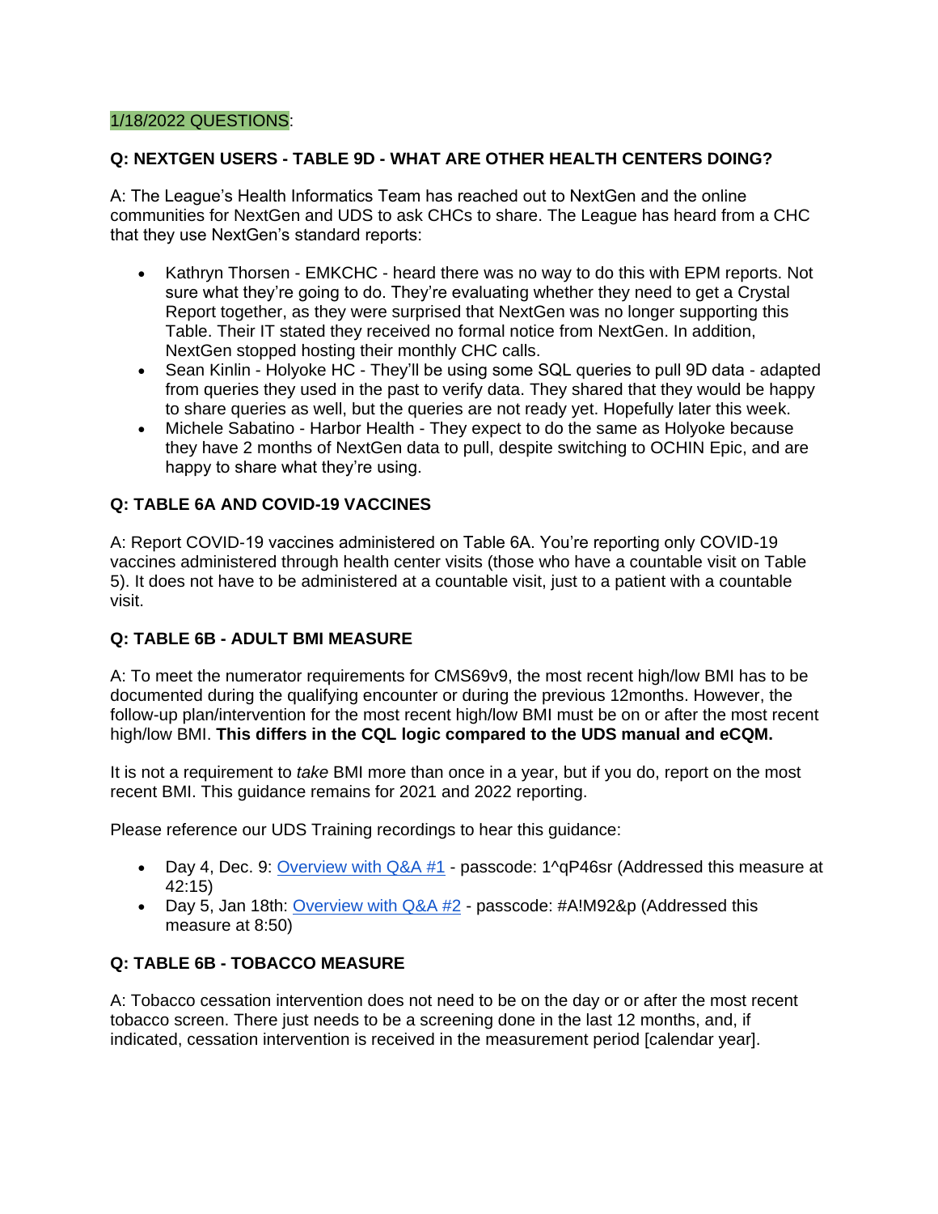1/18/2022 QUESTIONS:

**Q: NEXTGEN USERS - TABLE 9D - WHAT ARE OTHER HEALTH CENTERS DOING?**

A: The League's Health Informatics Team has reached out to NextGen and the online communities for NextGen and UDS to ask CHCs to share. The League has heard from a CHC that they use NextGen's standard reports:

- Kathryn Thorsen - EMKCHC - heard there was no way to do this with EPM reports. Not sure what they're going to do. They're evaluating whether they need to get a Crystal Report together, as they were surprised that NextGen was no longer supporting this Table. Their IT stated they received no formal notice from NextGen. In addition, NextGen stopped hosting their monthly CHC calls.
- Sean Kinlin - Holyoke HC - They'll be using some SQL queries to pull 9D data - adapted from queries they used in the past to verify data. They shared that they would be happy to share queries as well, but the queries are not ready yet. Hopefully later this week.
- Michele Sabatino - Harbor Health - They expect to do the same as Holyoke because they have 2 months of NextGen data to pull, despite switching to OCHIN Epic, and are happy to share what they're using.

**Q: TABLE 6A AND COVID-19 VACCINES**

A: Report COVID-19 vaccines administered on Table 6A. You're reporting only COVID-19 vaccines administered through health center visits (those who have a countable visit on Table 5). It does not have to be administered at a countable visit, just to a patient with a countable visit.

**Q: TABLE 6B - ADULT BMI MEASURE**

A: To meet the numerator requirements for CMS69v9, the most recent high/low BMI has to be documented during the qualifying encounter or during the previous 12months. However, the follow-up plan/intervention for the most recent high/low BMI must be on or after the most recent high/low BMI. **This differs in the CQL logic compared to the UDS manual and eCQM.**

It is not a requirement to *take* BMI more than once in a year, but if you do, report on the most recent BMI. This guidance remains for 2021 and 2022 reporting.

Please reference our UDS Training recordings to hear this guidance:

- Day 4, Dec. 9: Overview with Q&A #1 - passcode: 1^qP46sr (Addressed this measure at 42:15)
- Day 5, Jan 18th: Overview with Q&A #2 - passcode: #A!M92&p (Addressed this measure at 8:50)

**Q: TABLE 6B - TOBACCO MEASURE**

A: Tobacco cessation intervention does not need to be on the day or or after the most recent tobacco screen. There just needs to be a screening done in the last 12 months, and, if indicated, cessation intervention is received in the measurement period [calendar year].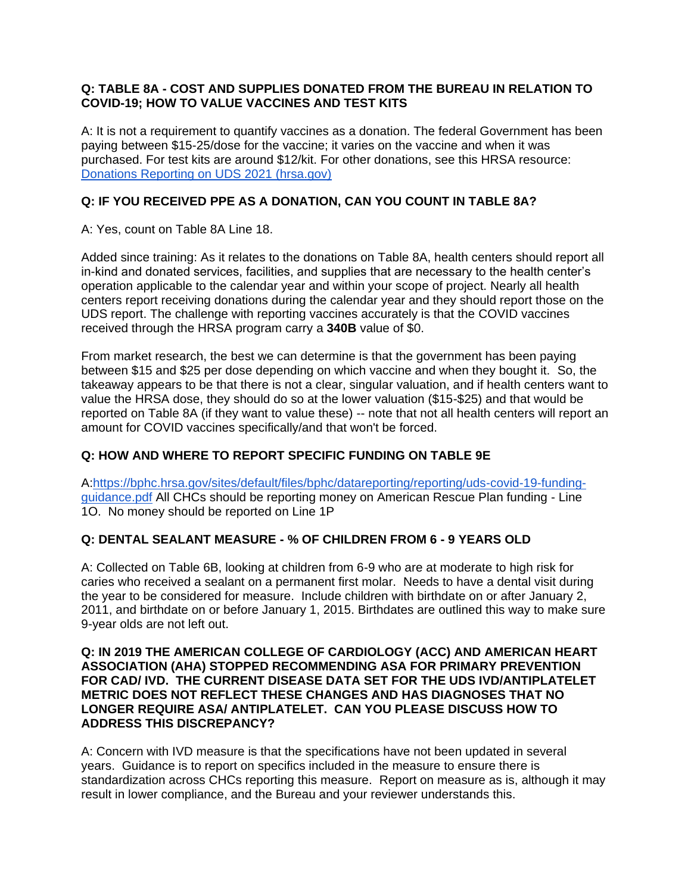**Q: TABLE 8A - COST AND SUPPLIES DONATED FROM THE BUREAU IN RELATION TO COVID-19; HOW TO VALUE VACCINES AND TEST KITS**

A: It is not a requirement to quantify vaccines as a donation. The federal Government has been paying between $15-25/dose for the vaccine; it varies on the vaccine and when it was purchased. For test kits are around $12/kit. For other donations, see this HRSA resource: [Donations Reporting on UDS 2021 (hrsa.gov)]()

**Q: IF YOU RECEIVED PPE AS A DONATION, CAN YOU COUNT IN TABLE 8A?**

A: Yes, count on Table 8A Line 18.

Added since training: As it relates to the donations on Table 8A, health centers should report all in-kind and donated services, facilities, and supplies that are necessary to the health center's operation applicable to the calendar year and within your scope of project. Nearly all health centers report receiving donations during the calendar year and they should report those on the UDS report. The challenge with reporting vaccines accurately is that the COVID vaccines received through the HRSA program carry a **340B** value of $0.

From market research, the best we can determine is that the government has been paying between $15 and $25 per dose depending on which vaccine and when they bought it. So, the takeaway appears to be that there is not a clear, singular valuation, and if health centers want to value the HRSA dose, they should do so at the lower valuation ($15-$25) and that would be reported on Table 8A (if they want to value these) -- note that not all health centers will report an amount for COVID vaccines specifically/and that won't be forced.

**Q: HOW AND WHERE TO REPORT SPECIFIC FUNDING ON TABLE 9E**

A:[https://bphc.hrsa.gov/sites/default/files/bphc/datareporting/reporting/uds-covid-19-funding-guidance.pdf](https://bphc.hrsa.gov/sites/default/files/bphc/datareporting/reporting/uds-covid-19-funding-guidance.pdf) All CHCs should be reporting money on American Rescue Plan funding - Line 1O. No money should be reported on Line 1P

**Q: DENTAL SEALANT MEASURE - % OF CHILDREN FROM 6 - 9 YEARS OLD**

A: Collected on Table 6B, looking at children from 6-9 who are at moderate to high risk for caries who received a sealant on a permanent first molar. Needs to have a dental visit during the year to be considered for measure. Include children with birthdate on or after January 2, 2011, and birthdate on or before January 1, 2015. Birthdates are outlined this way to make sure 9-year olds are not left out.

**Q: IN 2019 THE AMERICAN COLLEGE OF CARDIOLOGY (ACC) AND AMERICAN HEART ASSOCIATION (AHA) STOPPED RECOMMENDING ASA FOR PRIMARY PREVENTION FOR CAD/ IVD. THE CURRENT DISEASE DATA SET FOR THE UDS IVD/ANTIPLATELET METRIC DOES NOT REFLECT THESE CHANGES AND HAS DIAGNOSES THAT NO LONGER REQUIRE ASA/ ANTIPLATELET. CAN YOU PLEASE DISCUSS HOW TO ADDRESS THIS DISCREPANCY?**

A: Concern with IVD measure is that the specifications have not been updated in several years. Guidance is to report on specifics included in the measure to ensure there is standardization across CHCs reporting this measure. Report on measure as is, although it may result in lower compliance, and the Bureau and your reviewer understands this.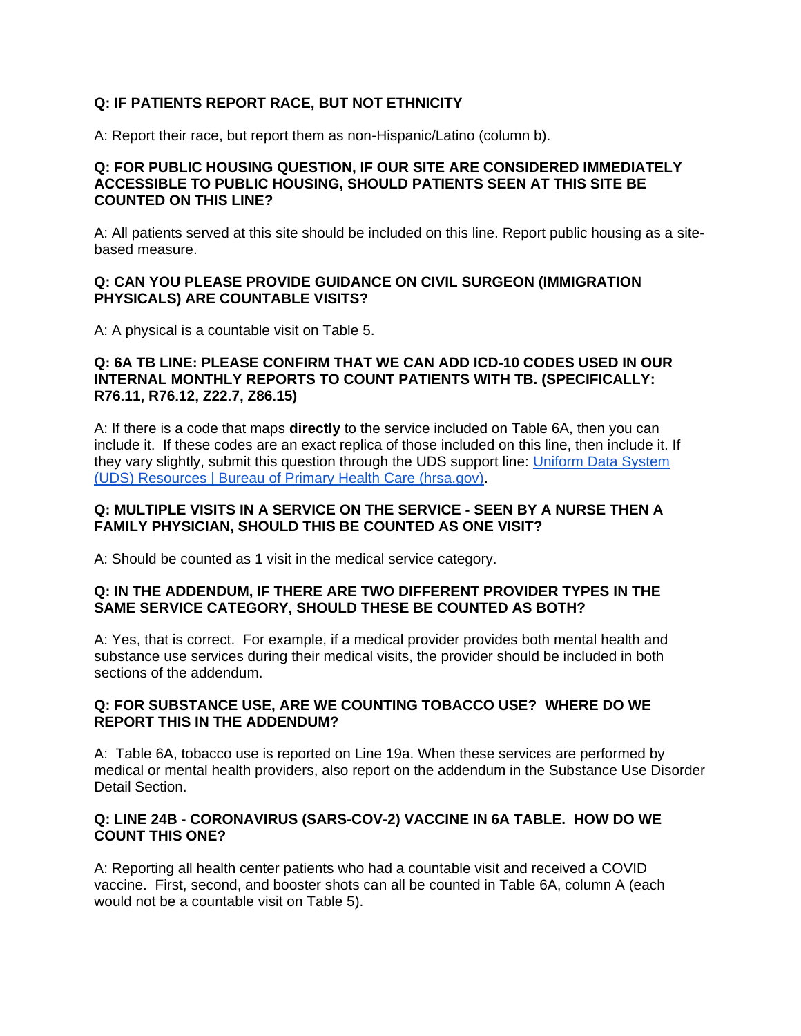**Q: IF PATIENTS REPORT RACE, BUT NOT ETHNICITY**

A: Report their race, but report them as non-Hispanic/Latino (column b).

**Q: FOR PUBLIC HOUSING QUESTION, IF OUR SITE ARE CONSIDERED IMMEDIATELY ACCESSIBLE TO PUBLIC HOUSING, SHOULD PATIENTS SEEN AT THIS SITE BE COUNTED ON THIS LINE?**

A: All patients served at this site should be included on this line. Report public housing as a site-based measure.

**Q: CAN YOU PLEASE PROVIDE GUIDANCE ON CIVIL SURGEON (IMMIGRATION PHYSICALS) ARE COUNTABLE VISITS?**

A: A physical is a countable visit on Table 5.

**Q: 6A TB LINE: PLEASE CONFIRM THAT WE CAN ADD ICD-10 CODES USED IN OUR INTERNAL MONTHLY REPORTS TO COUNT PATIENTS WITH TB. (SPECIFICALLY: R76.11, R76.12, Z22.7, Z86.15)**

A: If there is a code that maps **directly** to the service included on Table 6A, then you can include it. If these codes are an exact replica of those included on this line, then include it. If they vary slightly, submit this question through the UDS support line: [Uniform Data System (UDS) Resources | Bureau of Primary Health Care (hrsa.gov)](https://bphc.hrsa.gov).

**Q: MULTIPLE VISITS IN A SERVICE ON THE SERVICE - SEEN BY A NURSE THEN A FAMILY PHYSICIAN, SHOULD THIS BE COUNTED AS ONE VISIT?**

A: Should be counted as 1 visit in the medical service category.

**Q: IN THE ADDENDUM, IF THERE ARE TWO DIFFERENT PROVIDER TYPES IN THE SAME SERVICE CATEGORY, SHOULD THESE BE COUNTED AS BOTH?**

A: Yes, that is correct. For example, if a medical provider provides both mental health and substance use services during their medical visits, the provider should be included in both sections of the addendum.

**Q: FOR SUBSTANCE USE, ARE WE COUNTING TOBACCO USE? WHERE DO WE REPORT THIS IN THE ADDENDUM?**

A: Table 6A, tobacco use is reported on Line 19a. When these services are performed by medical or mental health providers, also report on the addendum in the Substance Use Disorder Detail Section.

**Q: LINE 24B - CORONAVIRUS (SARS-COV-2) VACCINE IN 6A TABLE. HOW DO WE COUNT THIS ONE?**

A: Reporting all health center patients who had a countable visit and received a COVID vaccine. First, second, and booster shots can all be counted in Table 6A, column A (each would not be a countable visit on Table 5).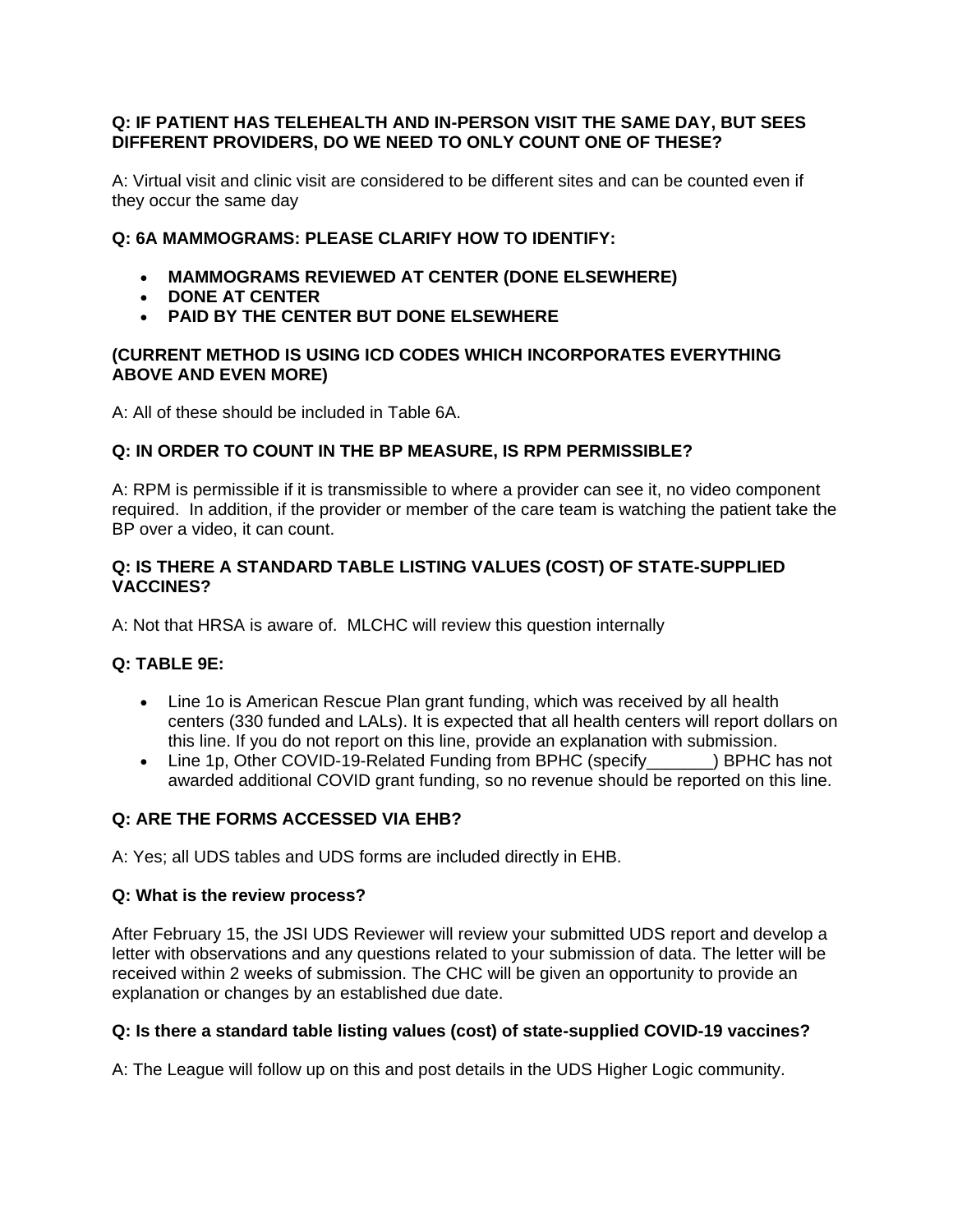**Q: IF PATIENT HAS TELEHEALTH AND IN-PERSON VISIT THE SAME DAY, BUT SEES DIFFERENT PROVIDERS, DO WE NEED TO ONLY COUNT ONE OF THESE?**

A: Virtual visit and clinic visit are considered to be different sites and can be counted even if they occur the same day

**Q: 6A MAMMOGRAMS: PLEASE CLARIFY HOW TO IDENTIFY:**

- **MAMMOGRAMS REVIEWED AT CENTER (DONE ELSEWHERE)**
- **DONE AT CENTER**
- **PAID BY THE CENTER BUT DONE ELSEWHERE**

**(CURRENT METHOD IS USING ICD CODES WHICH INCORPORATES EVERYTHING ABOVE AND EVEN MORE)**

A: All of these should be included in Table 6A.

**Q: IN ORDER TO COUNT IN THE BP MEASURE, IS RPM PERMISSIBLE?**

A: RPM is permissible if it is transmissible to where a provider can see it, no video component required. In addition, if the provider or member of the care team is watching the patient take the BP over a video, it can count.

**Q: IS THERE A STANDARD TABLE LISTING VALUES (COST) OF STATE-SUPPLIED VACCINES?**

A: Not that HRSA is aware of. MLCHC will review this question internally

**Q: TABLE 9E:**

- Line 1o is American Rescue Plan grant funding, which was received by all health centers (330 funded and LALs). It is expected that all health centers will report dollars on this line. If you do not report on this line, provide an explanation with submission.
- Line 1p, Other COVID-19-Related Funding from BPHC (specify_______) BPHC has not awarded additional COVID grant funding, so no revenue should be reported on this line.

**Q: ARE THE FORMS ACCESSED VIA EHB?**

A: Yes; all UDS tables and UDS forms are included directly in EHB.

**Q: What is the review process?**

After February 15, the JSI UDS Reviewer will review your submitted UDS report and develop a letter with observations and any questions related to your submission of data. The letter will be received within 2 weeks of submission. The CHC will be given an opportunity to provide an explanation or changes by an established due date.

**Q: Is there a standard table listing values (cost) of state-supplied COVID-19 vaccines?**

A: The League will follow up on this and post details in the UDS Higher Logic community.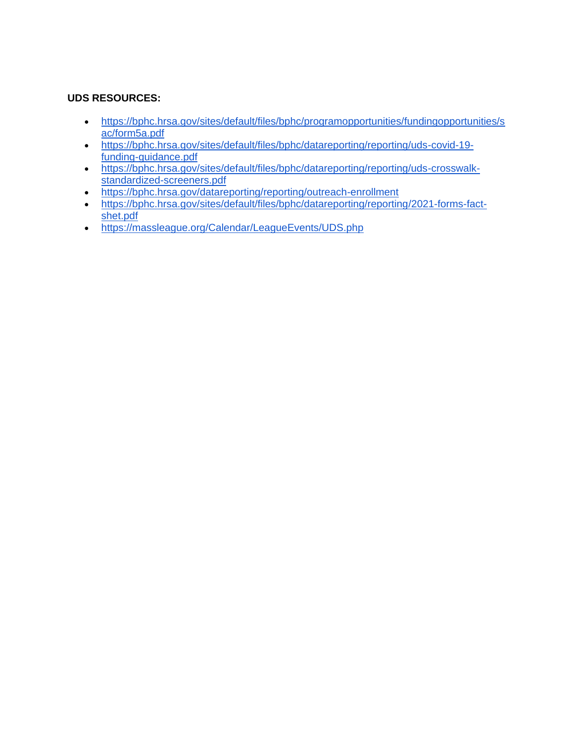**UDS RESOURCES:**

- https://bphc.hrsa.gov/sites/default/files/bphc/programopportunities/fundingopportunities/sac/form5a.pdf
- https://bphc.hrsa.gov/sites/default/files/bphc/datareporting/reporting/uds-covid-19-funding-guidance.pdf
- https://bphc.hrsa.gov/sites/default/files/bphc/datareporting/reporting/uds-crosswalk-standardized-screeners.pdf
- https://bphc.hrsa.gov/datareporting/reporting/outreach-enrollment
- https://bphc.hrsa.gov/sites/default/files/bphc/datareporting/reporting/2021-forms-fact-shet.pdf
- https://massleague.org/Calendar/LeagueEvents/UDS.php